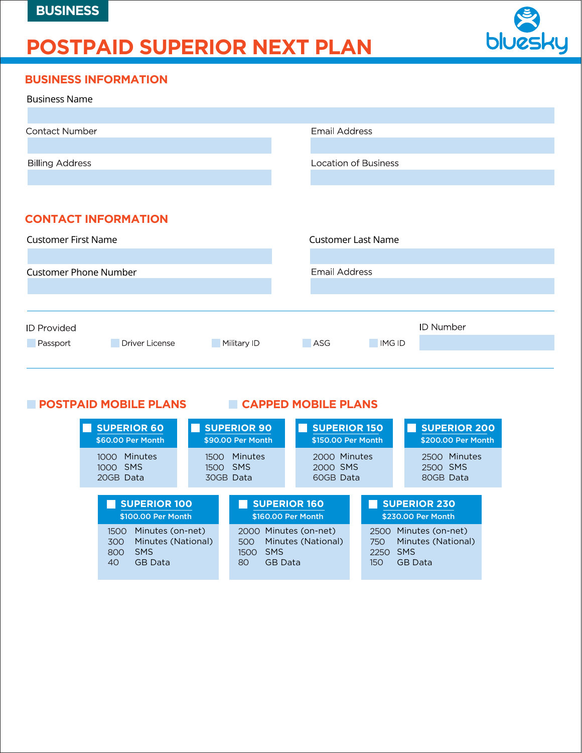BUSINESS

# POSTPAID SUPERIOR NEXT PLAN

bluesky

## BUSINESS INFORMATION

Business Name

Contact Number

Email Address

Billing Address

Location of Business

## CONTACT INFORMATION

Customer First Name

Customer Last Name

Customer Phone Number

Email Address

ID Provided

- ☐ Passport
- ☐ Driver License
- ☐ Military ID
- ☐ ASG
- ☐ IMG ID

ID Number

## ☐ POSTPAID MOBILE PLANS ☐ CAPPED MOBILE PLANS

### ☐ SUPERIOR 60
$60.00 Per Month

- 1000 Minutes
- 1000 SMS
- 20GB Data

### ☐ SUPERIOR 90
$90.00 Per Month

- 1500 Minutes
- 1500 SMS
- 30GB Data

### ☐ SUPERIOR 150
$150.00 Per Month

- 2000 Minutes
- 2000 SMS
- 60GB Data

### ☐ SUPERIOR 200
$200.00 Per Month

- 2500 Minutes
- 2500 SMS
- 80GB Data

### ☐ SUPERIOR 100
$100.00 Per Month

- 1500 Minutes (on-net)
- 300 Minutes (National)
- 800 SMS
- 40 GB Data

### ☐ SUPERIOR 160
$160.00 Per Month

- 2000 Minutes (on-net)
- 500 Minutes (National)
- 1500 SMS
- 80 GB Data

### ☐ SUPERIOR 230
$230.00 Per Month

- 2500 Minutes (on-net)
- 750 Minutes (National)
- 2250 SMS
- 150 GB Data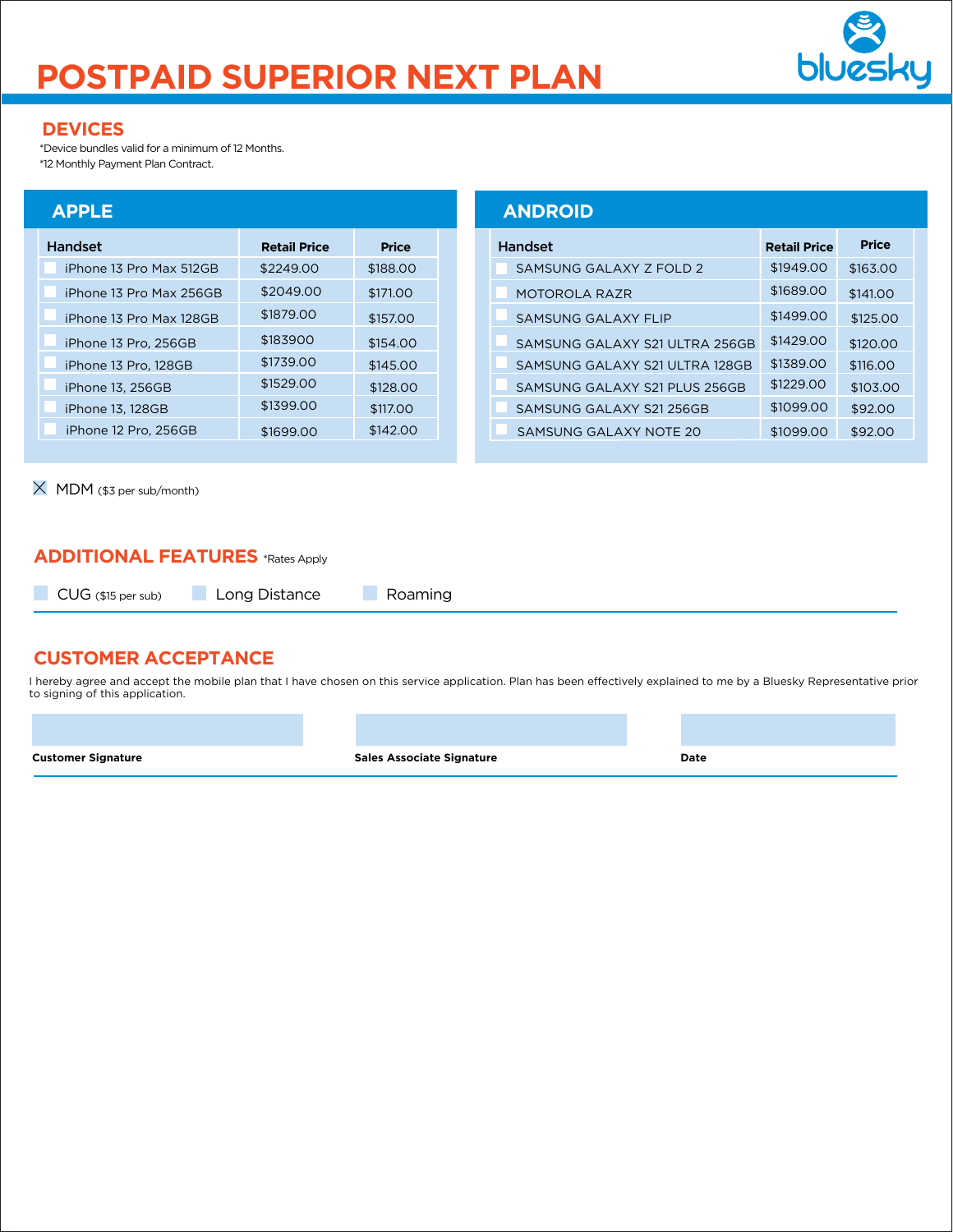# POSTPAID SUPERIOR NEXT PLAN

bluesky

## DEVICES

*Device bundles valid for a minimum of 12 Months.

*12 Monthly Payment Plan Contract.

### APPLE

| Handset | Retail Price | Price |
|---|---|---|
| ☐ iPhone 13 Pro Max 512GB | $2249.00 | $188.00 |
| ☐ iPhone 13 Pro Max 256GB | $2049.00 | $171.00 |
| ☐ iPhone 13 Pro Max 128GB | $1879.00 | $157.00 |
| ☐ iPhone 13 Pro, 256GB | $183900 | $154.00 |
| ☐ iPhone 13 Pro, 128GB | $1739.00 | $145.00 |
| ☐ iPhone 13, 256GB | $1529.00 | $128.00 |
| ☐ iPhone 13, 128GB | $1399.00 | $117.00 |
| ☐ iPhone 12 Pro, 256GB | $1699.00 | $142.00 |

### ANDROID

| Handset | Retail Price | Price |
|---|---|---|
| ☐ SAMSUNG GALAXY Z FOLD 2 | $1949.00 | $163.00 |
| ☐ MOTOROLA RAZR | $1689.00 | $141.00 |
| ☐ SAMSUNG GALAXY FLIP | $1499.00 | $125.00 |
| ☐ SAMSUNG GALAXY S21 ULTRA 256GB | $1429.00 | $120.00 |
| ☐ SAMSUNG GALAXY S21 ULTRA 128GB | $1389.00 | $116.00 |
| ☐ SAMSUNG GALAXY S21 PLUS 256GB | $1229.00 | $103.00 |
| ☐ SAMSUNG GALAXY S21 256GB | $1099.00 | $92.00 |
| ☐ SAMSUNG GALAXY NOTE 20 | $1099.00 | $92.00 |

☒ MDM ($3 per sub/month)

## ADDITIONAL FEATURES *Rates Apply

☐ CUG ($15 per sub) ☐ Long Distance ☐ Roaming

## CUSTOMER ACCEPTANCE

I hereby agree and accept the mobile plan that I have chosen on this service application. Plan has been effectively explained to me by a Bluesky Representative prior to signing of this application.

| Customer Signature | Sales Associate Signature | Date |
|---|---|---|
| | | |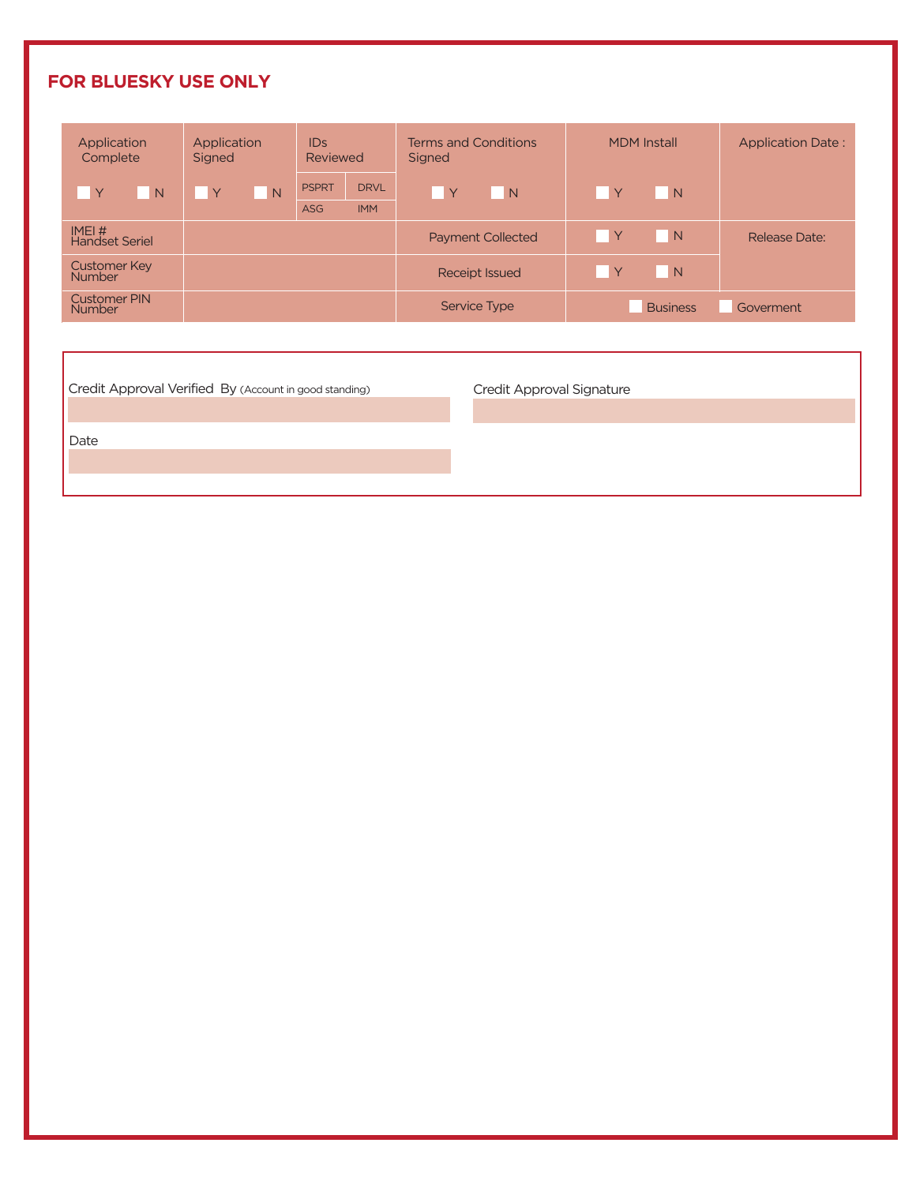## FOR BLUESKY USE ONLY

| Application Complete | Application Signed | IDs Reviewed | | Terms and Conditions Signed | MDM Install | Application Date : |
|---|---|---|---|---|---|---|
| ☐ Y ☐ N | ☐ Y ☐ N | PSPRT | DRVL | ☐ Y ☐ N | ☐ Y ☐ N | |
| | | ASG | IMM | | | |
| IMEI # Handset Seriel | | | | Payment Collected | ☐ Y ☐ N | Release Date: |
| Customer Key Number | | | | Receipt Issued | ☐ Y ☐ N | |
| Customer PIN Number | | | | Service Type | ☐ Business | ☐ Goverment |

Credit Approval Verified By (Account in good standing)

Credit Approval Signature

Date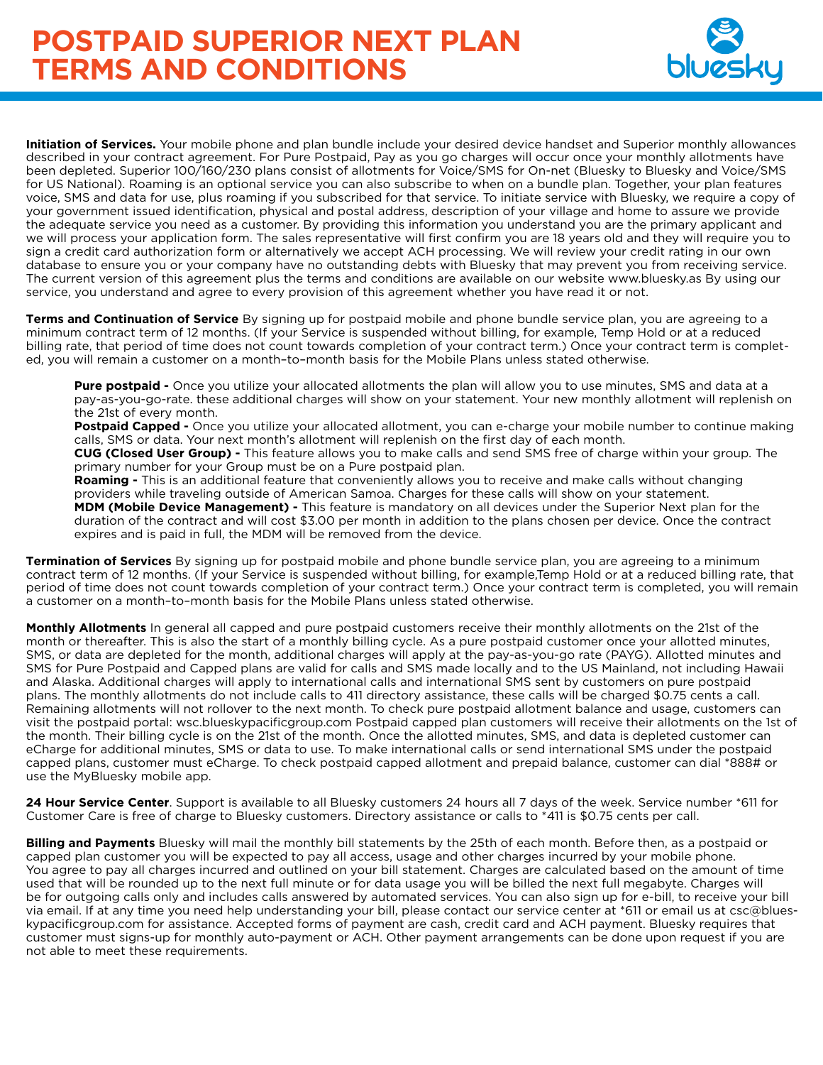# POSTPAID SUPERIOR NEXT PLAN TERMS AND CONDITIONS

**Initiation of Services.** Your mobile phone and plan bundle include your desired device handset and Superior monthly allowances described in your contract agreement. For Pure Postpaid, Pay as you go charges will occur once your monthly allotments have been depleted. Superior 100/160/230 plans consist of allotments for Voice/SMS for On-net (Bluesky to Bluesky and Voice/SMS for US National). Roaming is an optional service you can also subscribe to when on a bundle plan. Together, your plan features voice, SMS and data for use, plus roaming if you subscribed for that service. To initiate service with Bluesky, we require a copy of your government issued identification, physical and postal address, description of your village and home to assure we provide the adequate service you need as a customer. By providing this information you understand you are the primary applicant and we will process your application form. The sales representative will first confirm you are 18 years old and they will require you to sign a credit card authorization form or alternatively we accept ACH processing. We will review your credit rating in our own database to ensure you or your company have no outstanding debts with Bluesky that may prevent you from receiving service. The current version of this agreement plus the terms and conditions are available on our website www.bluesky.as By using our service, you understand and agree to every provision of this agreement whether you have read it or not.

**Terms and Continuation of Service** By signing up for postpaid mobile and phone bundle service plan, you are agreeing to a minimum contract term of 12 months. (If your Service is suspended without billing, for example, Temp Hold or at a reduced billing rate, that period of time does not count towards completion of your contract term.) Once your contract term is completed, you will remain a customer on a month–to–month basis for the Mobile Plans unless stated otherwise.

**Pure postpaid -** Once you utilize your allocated allotments the plan will allow you to use minutes, SMS and data at a pay-as-you-go-rate. these additional charges will show on your statement. Your new monthly allotment will replenish on the 21st of every month.
**Postpaid Capped -** Once you utilize your allocated allotment, you can e-charge your mobile number to continue making calls, SMS or data. Your next month's allotment will replenish on the first day of each month.
**CUG (Closed User Group) -** This feature allows you to make calls and send SMS free of charge within your group. The primary number for your Group must be on a Pure postpaid plan.
**Roaming -** This is an additional feature that conveniently allows you to receive and make calls without changing providers while traveling outside of American Samoa. Charges for these calls will show on your statement.
**MDM (Mobile Device Management) -** This feature is mandatory on all devices under the Superior Next plan for the duration of the contract and will cost $3.00 per month in addition to the plans chosen per device. Once the contract expires and is paid in full, the MDM will be removed from the device.

**Termination of Services** By signing up for postpaid mobile and phone bundle service plan, you are agreeing to a minimum contract term of 12 months. (If your Service is suspended without billing, for example,Temp Hold or at a reduced billing rate, that period of time does not count towards completion of your contract term.) Once your contract term is completed, you will remain a customer on a month–to–month basis for the Mobile Plans unless stated otherwise.

**Monthly Allotments** In general all capped and pure postpaid customers receive their monthly allotments on the 21st of the month or thereafter. This is also the start of a monthly billing cycle. As a pure postpaid customer once your allotted minutes, SMS, or data are depleted for the month, additional charges will apply at the pay-as-you-go rate (PAYG). Allotted minutes and SMS for Pure Postpaid and Capped plans are valid for calls and SMS made locally and to the US Mainland, not including Hawaii and Alaska. Additional charges will apply to international calls and international SMS sent by customers on pure postpaid plans. The monthly allotments do not include calls to 411 directory assistance, these calls will be charged $0.75 cents a call. Remaining allotments will not rollover to the next month. To check pure postpaid allotment balance and usage, customers can visit the postpaid portal: wsc.blueskypacificgroup.com Postpaid capped plan customers will receive their allotments on the 1st of the month. Their billing cycle is on the 21st of the month. Once the allotted minutes, SMS, and data is depleted customer can eCharge for additional minutes, SMS or data to use. To make international calls or send international SMS under the postpaid capped plans, customer must eCharge. To check postpaid capped allotment and prepaid balance, customer can dial *888# or use the MyBluesky mobile app.

**24 Hour Service Center**. Support is available to all Bluesky customers 24 hours all 7 days of the week. Service number *611 for Customer Care is free of charge to Bluesky customers. Directory assistance or calls to *411 is $0.75 cents per call.

**Billing and Payments** Bluesky will mail the monthly bill statements by the 25th of each month. Before then, as a postpaid or capped plan customer you will be expected to pay all access, usage and other charges incurred by your mobile phone. You agree to pay all charges incurred and outlined on your bill statement. Charges are calculated based on the amount of time used that will be rounded up to the next full minute or for data usage you will be billed the next full megabyte. Charges will be for outgoing calls only and includes calls answered by automated services. You can also sign up for e-bill, to receive your bill via email. If at any time you need help understanding your bill, please contact our service center at *611 or email us at csc@blueskypacificgroup.com for assistance. Accepted forms of payment are cash, credit card and ACH payment. Bluesky requires that customer must signs-up for monthly auto-payment or ACH. Other payment arrangements can be done upon request if you are not able to meet these requirements.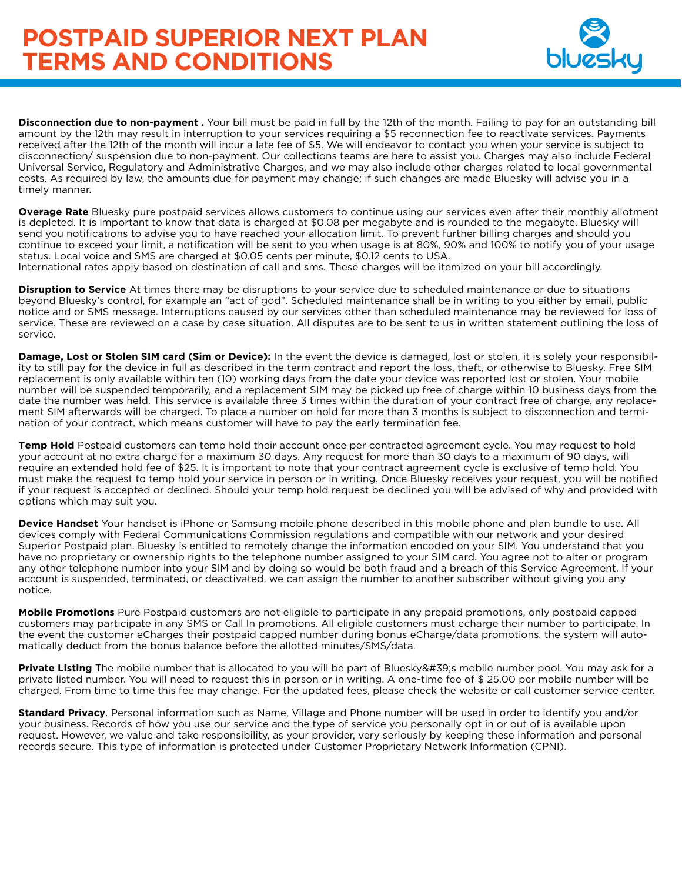# POSTPAID SUPERIOR NEXT PLAN TERMS AND CONDITIONS

bluesky

**Disconnection due to non-payment .** Your bill must be paid in full by the 12th of the month. Failing to pay for an outstanding bill amount by the 12th may result in interruption to your services requiring a $5 reconnection fee to reactivate services. Payments received after the 12th of the month will incur a late fee of $5. We will endeavor to contact you when your service is subject to disconnection/ suspension due to non-payment. Our collections teams are here to assist you. Charges may also include Federal Universal Service, Regulatory and Administrative Charges, and we may also include other charges related to local governmental costs. As required by law, the amounts due for payment may change; if such changes are made Bluesky will advise you in a timely manner.

**Overage Rate** Bluesky pure postpaid services allows customers to continue using our services even after their monthly allotment is depleted. It is important to know that data is charged at $0.08 per megabyte and is rounded to the megabyte. Bluesky will send you notifications to advise you to have reached your allocation limit. To prevent further billing charges and should you continue to exceed your limit, a notification will be sent to you when usage is at 80%, 90% and 100% to notify you of your usage status. Local voice and SMS are charged at $0.05 cents per minute, $0.12 cents to USA.
International rates apply based on destination of call and sms. These charges will be itemized on your bill accordingly.

**Disruption to Service** At times there may be disruptions to your service due to scheduled maintenance or due to situations beyond Bluesky's control, for example an "act of god". Scheduled maintenance shall be in writing to you either by email, public notice and or SMS message. Interruptions caused by our services other than scheduled maintenance may be reviewed for loss of service. These are reviewed on a case by case situation. All disputes are to be sent to us in written statement outlining the loss of service.

**Damage, Lost or Stolen SIM card (Sim or Device):** In the event the device is damaged, lost or stolen, it is solely your responsibility to still pay for the device in full as described in the term contract and report the loss, theft, or otherwise to Bluesky. Free SIM replacement is only available within ten (10) working days from the date your device was reported lost or stolen. Your mobile number will be suspended temporarily, and a replacement SIM may be picked up free of charge within 10 business days from the date the number was held. This service is available three 3 times within the duration of your contract free of charge, any replacement SIM afterwards will be charged. To place a number on hold for more than 3 months is subject to disconnection and termination of your contract, which means customer will have to pay the early termination fee.

**Temp Hold** Postpaid customers can temp hold their account once per contracted agreement cycle. You may request to hold your account at no extra charge for a maximum 30 days. Any request for more than 30 days to a maximum of 90 days, will require an extended hold fee of $25. It is important to note that your contract agreement cycle is exclusive of temp hold. You must make the request to temp hold your service in person or in writing. Once Bluesky receives your request, you will be notified if your request is accepted or declined. Should your temp hold request be declined you will be advised of why and provided with options which may suit you.

**Device Handset** Your handset is iPhone or Samsung mobile phone described in this mobile phone and plan bundle to use. All devices comply with Federal Communications Commission regulations and compatible with our network and your desired Superior Postpaid plan. Bluesky is entitled to remotely change the information encoded on your SIM. You understand that you have no proprietary or ownership rights to the telephone number assigned to your SIM card. You agree not to alter or program any other telephone number into your SIM and by doing so would be both fraud and a breach of this Service Agreement. If your account is suspended, terminated, or deactivated, we can assign the number to another subscriber without giving you any notice.

**Mobile Promotions** Pure Postpaid customers are not eligible to participate in any prepaid promotions, only postpaid capped customers may participate in any SMS or Call In promotions. All eligible customers must echarge their number to participate. In the event the customer eCharges their postpaid capped number during bonus eCharge/data promotions, the system will automatically deduct from the bonus balance before the allotted minutes/SMS/data.

**Private Listing** The mobile number that is allocated to you will be part of Bluesky&#39;s mobile number pool. You may ask for a private listed number. You will need to request this in person or in writing. A one-time fee of $ 25.00 per mobile number will be charged. From time to time this fee may change. For the updated fees, please check the website or call customer service center.

**Standard Privacy**. Personal information such as Name, Village and Phone number will be used in order to identify you and/or your business. Records of how you use our service and the type of service you personally opt in or out of is available upon request. However, we value and take responsibility, as your provider, very seriously by keeping these information and personal records secure. This type of information is protected under Customer Proprietary Network Information (CPNI).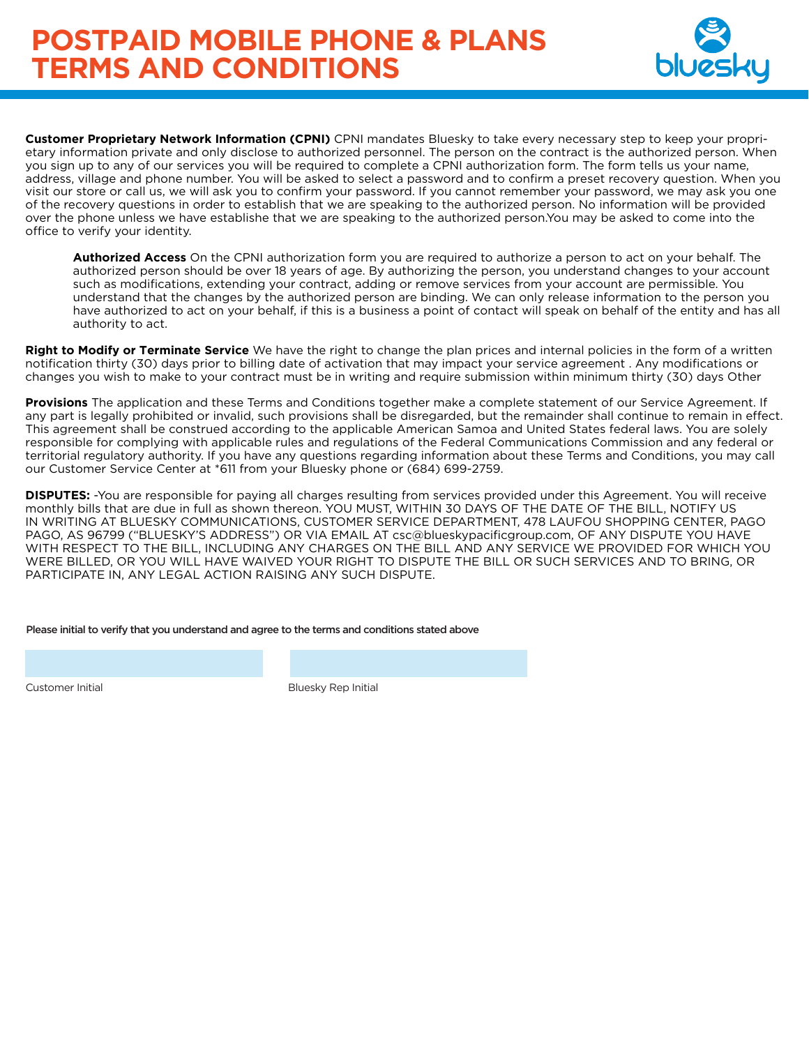# POSTPAID MOBILE PHONE & PLANS TERMS AND CONDITIONS

**Customer Proprietary Network Information (CPNI)** CPNI mandates Bluesky to take every necessary step to keep your proprietary information private and only disclose to authorized personnel. The person on the contract is the authorized person. When you sign up to any of our services you will be required to complete a CPNI authorization form. The form tells us your name, address, village and phone number. You will be asked to select a password and to confirm a preset recovery question. When you visit our store or call us, we will ask you to confirm your password. If you cannot remember your password, we may ask you one of the recovery questions in order to establish that we are speaking to the authorized person. No information will be provided over the phone unless we have establishe that we are speaking to the authorized person.You may be asked to come into the office to verify your identity.

> **Authorized Access** On the CPNI authorization form you are required to authorize a person to act on your behalf. The authorized person should be over 18 years of age. By authorizing the person, you understand changes to your account such as modifications, extending your contract, adding or remove services from your account are permissible. You understand that the changes by the authorized person are binding. We can only release information to the person you have authorized to act on your behalf, if this is a business a point of contact will speak on behalf of the entity and has all authority to act.

**Right to Modify or Terminate Service** We have the right to change the plan prices and internal policies in the form of a written notification thirty (30) days prior to billing date of activation that may impact your service agreement . Any modifications or changes you wish to make to your contract must be in writing and require submission within minimum thirty (30) days Other

**Provisions** The application and these Terms and Conditions together make a complete statement of our Service Agreement. If any part is legally prohibited or invalid, such provisions shall be disregarded, but the remainder shall continue to remain in effect. This agreement shall be construed according to the applicable American Samoa and United States federal laws. You are solely responsible for complying with applicable rules and regulations of the Federal Communications Commission and any federal or territorial regulatory authority. If you have any questions regarding information about these Terms and Conditions, you may call our Customer Service Center at *611 from your Bluesky phone or (684) 699-2759.

**DISPUTES:** -You are responsible for paying all charges resulting from services provided under this Agreement. You will receive monthly bills that are due in full as shown thereon. YOU MUST, WITHIN 30 DAYS OF THE DATE OF THE BILL, NOTIFY US IN WRITING AT BLUESKY COMMUNICATIONS, CUSTOMER SERVICE DEPARTMENT, 478 LAUFOU SHOPPING CENTER, PAGO PAGO, AS 96799 ("BLUESKY'S ADDRESS") OR VIA EMAIL AT csc@blueskypacificgroup.com, OF ANY DISPUTE YOU HAVE WITH RESPECT TO THE BILL, INCLUDING ANY CHARGES ON THE BILL AND ANY SERVICE WE PROVIDED FOR WHICH YOU WERE BILLED, OR YOU WILL HAVE WAIVED YOUR RIGHT TO DISPUTE THE BILL OR SUCH SERVICES AND TO BRING, OR PARTICIPATE IN, ANY LEGAL ACTION RAISING ANY SUCH DISPUTE.

**Please initial to verify that you understand and agree to the terms and conditions stated above**

Customer Initial ____________________

Bluesky Rep Initial ____________________